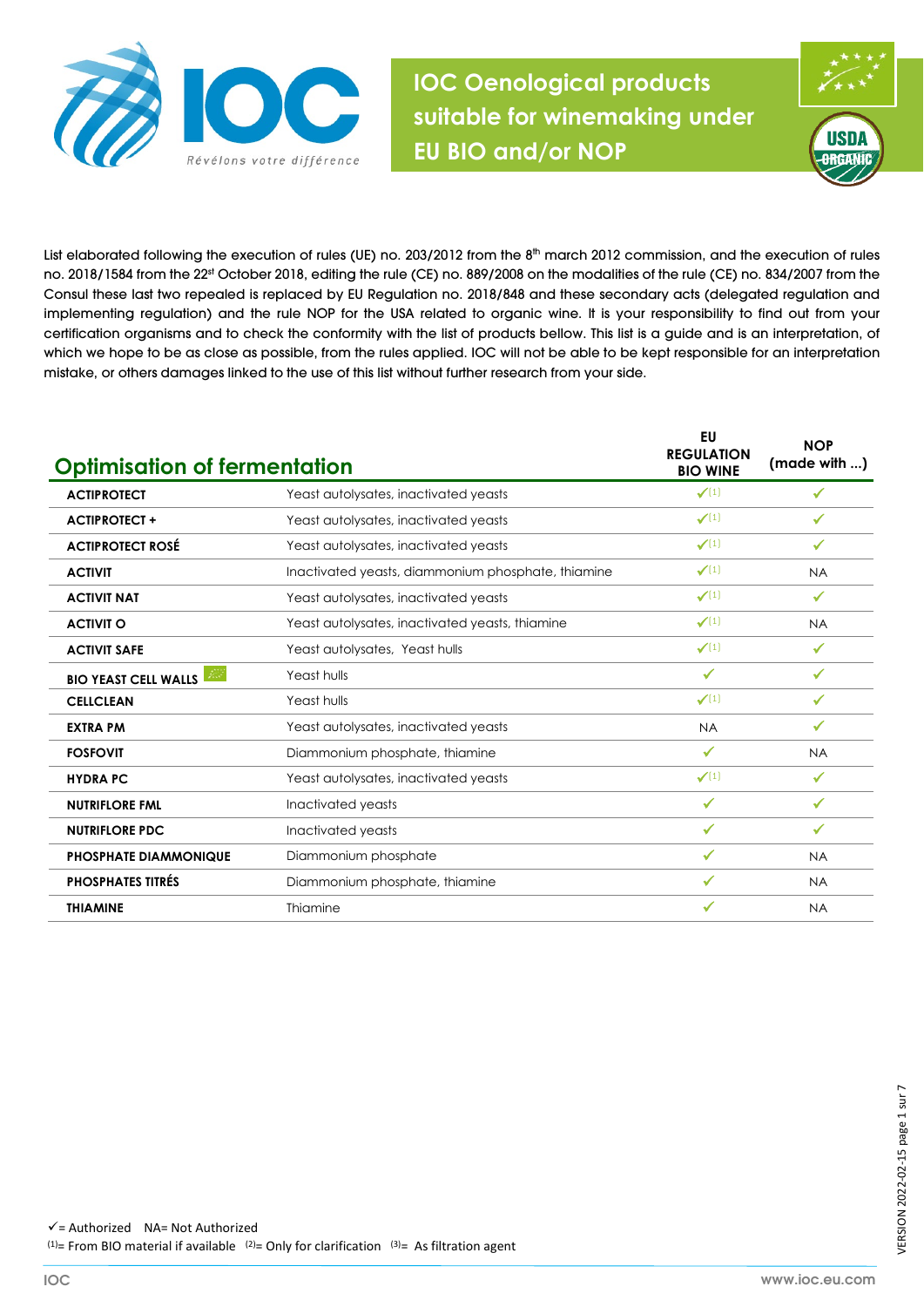# IOC Oenological products suitable for winemaking under EU BIO and/or NOP

List elaborated following the execution of rules (UE) no. 203/2012 from the 8th march 2012 commission, and the execution of rules no. 2018/1584 from the 22st October 2018, editing the rule (CE) no. 889/2008 on the modalities of the rule (CE) no. 834/2007 from the Consul these last two repealed is replaced by EU Regulation no. 2018/848 and these secondary acts (delegated regulation and implementing regulation) and the rule NOP for the USA related to organic wine. It is your responsibility to find out from your certification organisms and to check the conformity with the list of products bellow. This list is a guide and is an interpretation, of which we hope to be as close as possible, from the rules applied. IOC will not be able to be kept responsible for an interpretation mistake, or others damages linked to the use of this list without further research from your side.

## Optimisation of fermentation

| Product | Composition | EU REGULATION BIO WINE | NOP (made with ...) |
|---|---|---|---|
| **ACTIPROTECT** | Yeast autolysates, inactivated yeasts | ✓(1) | ✓ |
| **ACTIPROTECT +** | Yeast autolysates, inactivated yeasts | ✓(1) | ✓ |
| **ACTIPROTECT ROSÉ** | Yeast autolysates, inactivated yeasts | ✓(1) | ✓ |
| **ACTIVIT** | Inactivated yeasts, diammonium phosphate, thiamine | ✓(1) | NA |
| **ACTIVIT NAT** | Yeast autolysates, inactivated yeasts | ✓(1) | ✓ |
| **ACTIVIT O** | Yeast autolysates, inactivated yeasts, thiamine | ✓(1) | NA |
| **ACTIVIT SAFE** | Yeast autolysates, Yeast hulls | ✓(1) | ✓ |
| **BIO YEAST CELL WALLS** | Yeast hulls | ✓ | ✓ |
| **CELLCLEAN** | Yeast hulls | ✓(1) | ✓ |
| **EXTRA PM** | Yeast autolysates, inactivated yeasts | NA | ✓ |
| **FOSFOVIT** | Diammonium phosphate, thiamine | ✓ | NA |
| **HYDRA PC** | Yeast autolysates, inactivated yeasts | ✓(1) | ✓ |
| **NUTRIFLORE FML** | Inactivated yeasts | ✓ | ✓ |
| **NUTRIFLORE PDC** | Inactivated yeasts | ✓ | ✓ |
| **PHOSPHATE DIAMMONIQUE** | Diammonium phosphate | ✓ | NA |
| **PHOSPHATES TITRÉS** | Diammonium phosphate, thiamine | ✓ | NA |
| **THIAMINE** | Thiamine | ✓ | NA |

✓= Authorized NA= Not Authorized

(1)= From BIO material if available (2)= Only for clarification (3)= As filtration agent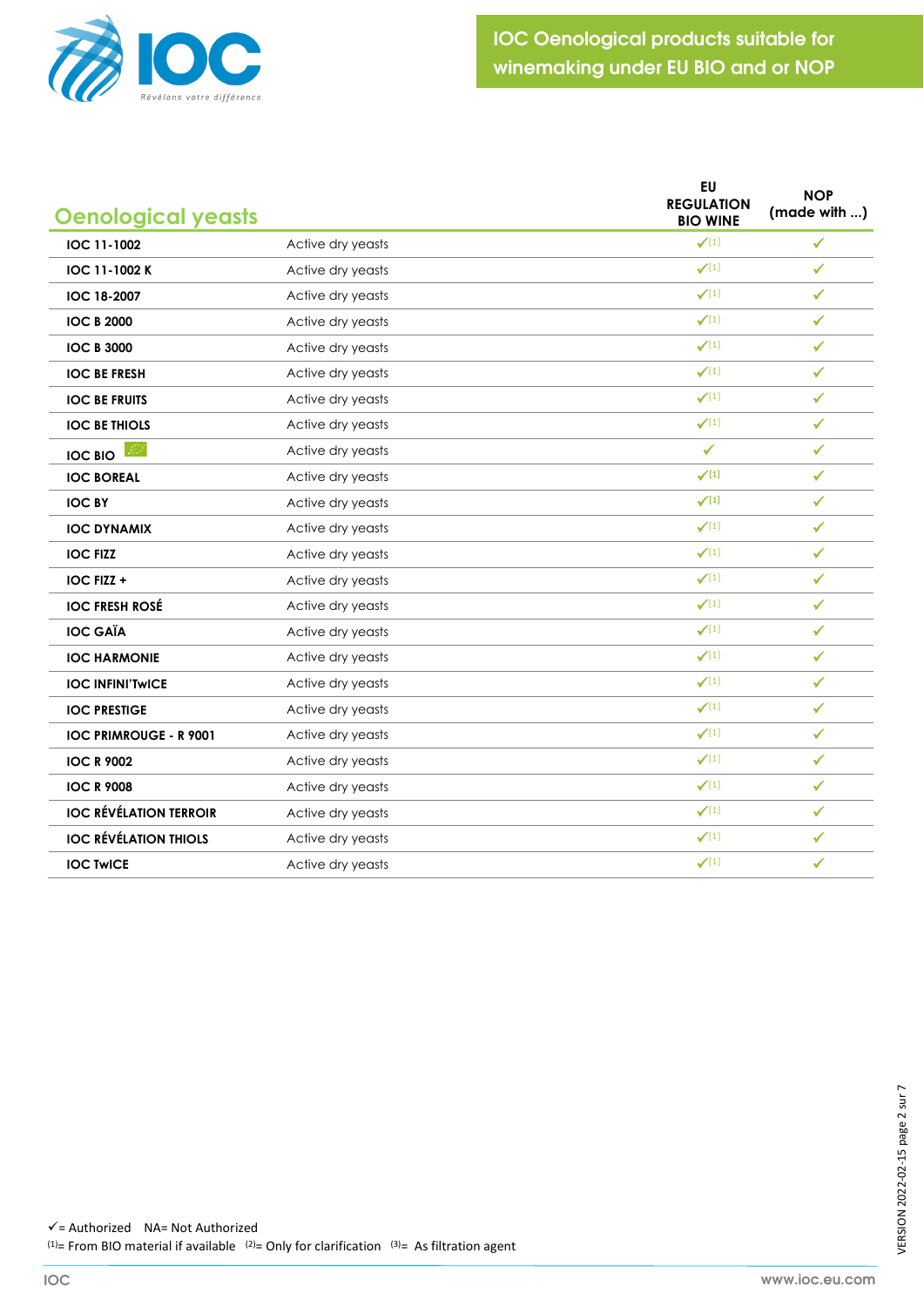# IOC Oenological products suitable for winemaking under EU BIO and or NOP

## Oenological yeasts

| | | EU REGULATION BIO WINE | NOP (made with ...) |
|---|---|---|---|
| **IOC 11-1002** | Active dry yeasts | ✓[1] | ✓ |
| **IOC 11-1002 K** | Active dry yeasts | ✓[1] | ✓ |
| **IOC 18-2007** | Active dry yeasts | ✓[1] | ✓ |
| **IOC B 2000** | Active dry yeasts | ✓[1] | ✓ |
| **IOC B 3000** | Active dry yeasts | ✓[1] | ✓ |
| **IOC BE FRESH** | Active dry yeasts | ✓[1] | ✓ |
| **IOC BE FRUITS** | Active dry yeasts | ✓[1] | ✓ |
| **IOC BE THIOLS** | Active dry yeasts | ✓[1] | ✓ |
| **IOC BIO** | Active dry yeasts | ✓ | ✓ |
| **IOC BOREAL** | Active dry yeasts | ✓[1] | ✓ |
| **IOC BY** | Active dry yeasts | ✓[1] | ✓ |
| **IOC DYNAMIX** | Active dry yeasts | ✓[1] | ✓ |
| **IOC FIZZ** | Active dry yeasts | ✓[1] | ✓ |
| **IOC FIZZ +** | Active dry yeasts | ✓[1] | ✓ |
| **IOC FRESH ROSÉ** | Active dry yeasts | ✓[1] | ✓ |
| **IOC GAÏA** | Active dry yeasts | ✓[1] | ✓ |
| **IOC HARMONIE** | Active dry yeasts | ✓[1] | ✓ |
| **IOC INFINI'TwICE** | Active dry yeasts | ✓[1] | ✓ |
| **IOC PRESTIGE** | Active dry yeasts | ✓[1] | ✓ |
| **IOC PRIMROUGE - R 9001** | Active dry yeasts | ✓[1] | ✓ |
| **IOC R 9002** | Active dry yeasts | ✓[1] | ✓ |
| **IOC R 9008** | Active dry yeasts | ✓[1] | ✓ |
| **IOC RÉVÉLATION TERROIR** | Active dry yeasts | ✓[1] | ✓ |
| **IOC RÉVÉLATION THIOLS** | Active dry yeasts | ✓[1] | ✓ |
| **IOC TwICE** | Active dry yeasts | ✓[1] | ✓ |

✓= Authorized  NA= Not Authorized
[1]= From BIO material if available  [2]= Only for clarification  [3]= As filtration agent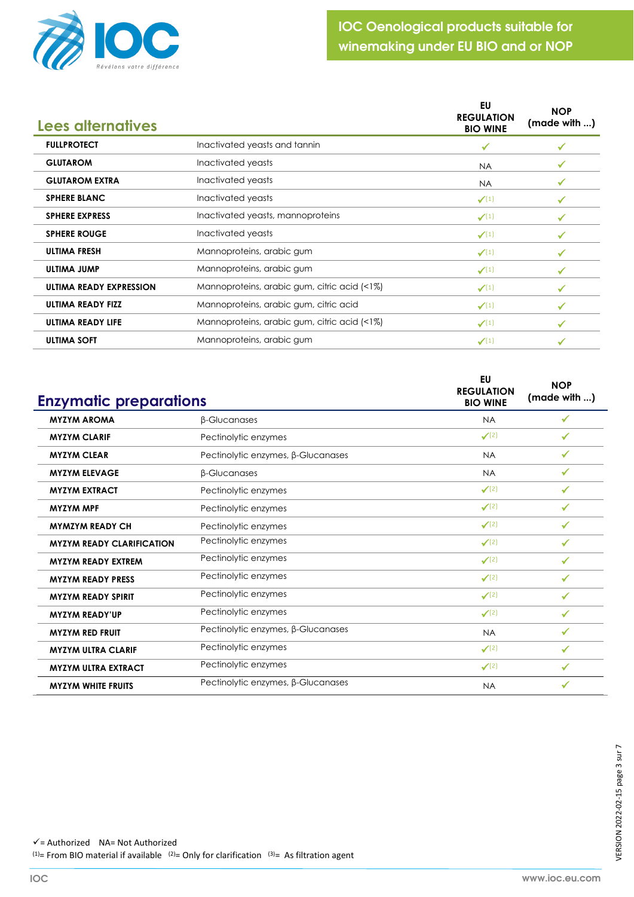# IOC Oenological products suitable for winemaking under EU BIO and or NOP

## Lees alternatives

| | | EU REGULATION BIO WINE | NOP (made with ...) |
|---|---|---|---|
| **FULLPROTECT** | Inactivated yeasts and tannin | ✓ | ✓ |
| **GLUTAROM** | Inactivated yeasts | NA | ✓ |
| **GLUTAROM EXTRA** | Inactivated yeasts | NA | ✓ |
| **SPHERE BLANC** | Inactivated yeasts | ✓(1) | ✓ |
| **SPHERE EXPRESS** | Inactivated yeasts, mannoproteins | ✓(1) | ✓ |
| **SPHERE ROUGE** | Inactivated yeasts | ✓(1) | ✓ |
| **ULTIMA FRESH** | Mannoproteins, arabic gum | ✓(1) | ✓ |
| **ULTIMA JUMP** | Mannoproteins, arabic gum | ✓(1) | ✓ |
| **ULTIMA READY EXPRESSION** | Mannoproteins, arabic gum, citric acid (<1%) | ✓(1) | ✓ |
| **ULTIMA READY FIZZ** | Mannoproteins, arabic gum, citric acid | ✓(1) | ✓ |
| **ULTIMA READY LIFE** | Mannoproteins, arabic gum, citric acid (<1%) | ✓(1) | ✓ |
| **ULTIMA SOFT** | Mannoproteins, arabic gum | ✓(1) | ✓ |

## Enzymatic preparations

| | | EU REGULATION BIO WINE | NOP (made with ...) |
|---|---|---|---|
| **MYZYM AROMA** | β-Glucanases | NA | ✓ |
| **MYZYM CLARIF** | Pectinolytic enzymes | ✓(2) | ✓ |
| **MYZYM CLEAR** | Pectinolytic enzymes, β-Glucanases | NA | ✓ |
| **MYZYM ELEVAGE** | β-Glucanases | NA | ✓ |
| **MYZYM EXTRACT** | Pectinolytic enzymes | ✓(2) | ✓ |
| **MYZYM MPF** | Pectinolytic enzymes | ✓(2) | ✓ |
| **MYMZYM READY CH** | Pectinolytic enzymes | ✓(2) | ✓ |
| **MYZYM READY CLARIFICATION** | Pectinolytic enzymes | ✓(2) | ✓ |
| **MYZYM READY EXTREM** | Pectinolytic enzymes | ✓(2) | ✓ |
| **MYZYM READY PRESS** | Pectinolytic enzymes | ✓(2) | ✓ |
| **MYZYM READY SPIRIT** | Pectinolytic enzymes | ✓(2) | ✓ |
| **MYZYM READY'UP** | Pectinolytic enzymes | ✓(2) | ✓ |
| **MYZYM RED FRUIT** | Pectinolytic enzymes, β-Glucanases | NA | ✓ |
| **MYZYM ULTRA CLARIF** | Pectinolytic enzymes | ✓(2) | ✓ |
| **MYZYM ULTRA EXTRACT** | Pectinolytic enzymes | ✓(2) | ✓ |
| **MYZYM WHITE FRUITS** | Pectinolytic enzymes, β-Glucanases | NA | ✓ |

✓= Authorized   NA= Not Authorized
(1)= From BIO material if available   (2)= Only for clarification   (3)= As filtration agent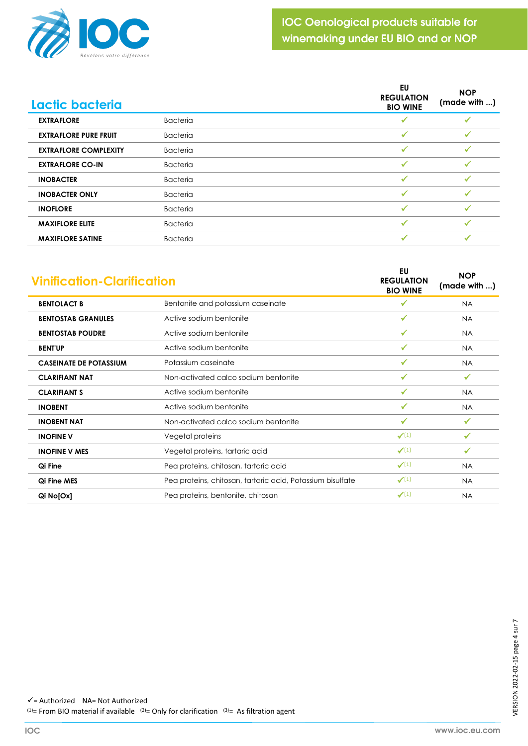# IOC Oenological products suitable for winemaking under EU BIO and or NOP

## Lactic bacteria

| Lactic bacteria | | EU REGULATION BIO WINE | NOP (made with ...) |
|---|---|---|---|
| **EXTRAFLORE** | Bacteria | ✓ | ✓ |
| **EXTRAFLORE PURE FRUIT** | Bacteria | ✓ | ✓ |
| **EXTRAFLORE COMPLEXITY** | Bacteria | ✓ | ✓ |
| **EXTRAFLORE CO-IN** | Bacteria | ✓ | ✓ |
| **INOBACTER** | Bacteria | ✓ | ✓ |
| **INOBACTER ONLY** | Bacteria | ✓ | ✓ |
| **INOFLORE** | Bacteria | ✓ | ✓ |
| **MAXIFLORE ELITE** | Bacteria | ✓ | ✓ |
| **MAXIFLORE SATINE** | Bacteria | ✓ | ✓ |

## Vinification-Clarification

| Vinification-Clarification | | EU REGULATION BIO WINE | NOP (made with ...) |
|---|---|---|---|
| **BENTOLACT B** | Bentonite and potassium caseinate | ✓ | NA |
| **BENTOSTAB GRANULES** | Active sodium bentonite | ✓ | NA |
| **BENTOSTAB POUDRE** | Active sodium bentonite | ✓ | NA |
| **BENT'UP** | Active sodium bentonite | ✓ | NA |
| **CASEINATE DE POTASSIUM** | Potassium caseinate | ✓ | NA |
| **CLARIFIANT NAT** | Non-activated calco sodium bentonite | ✓ | ✓ |
| **CLARIFIANT S** | Active sodium bentonite | ✓ | NA |
| **INOBENT** | Active sodium bentonite | ✓ | NA |
| **INOBENT NAT** | Non-activated calco sodium bentonite | ✓ | ✓ |
| **INOFINE V** | Vegetal proteins | ✓[1] | ✓ |
| **INOFINE V MES** | Vegetal proteins, tartaric acid | ✓[1] | ✓ |
| **Qi Fine** | Pea proteins, chitosan, tartaric acid | ✓[1] | NA |
| **Qi Fine MES** | Pea proteins, chitosan, tartaric acid, Potassium bisulfate | ✓[1] | NA |
| **Qi No[Ox]** | Pea proteins, bentonite, chitosan | ✓[1] | NA |

✓= Authorized NA= Not Authorized

[1]= From BIO material if available [2]= Only for clarification [3]= As filtration agent

VERSION 2022-02-15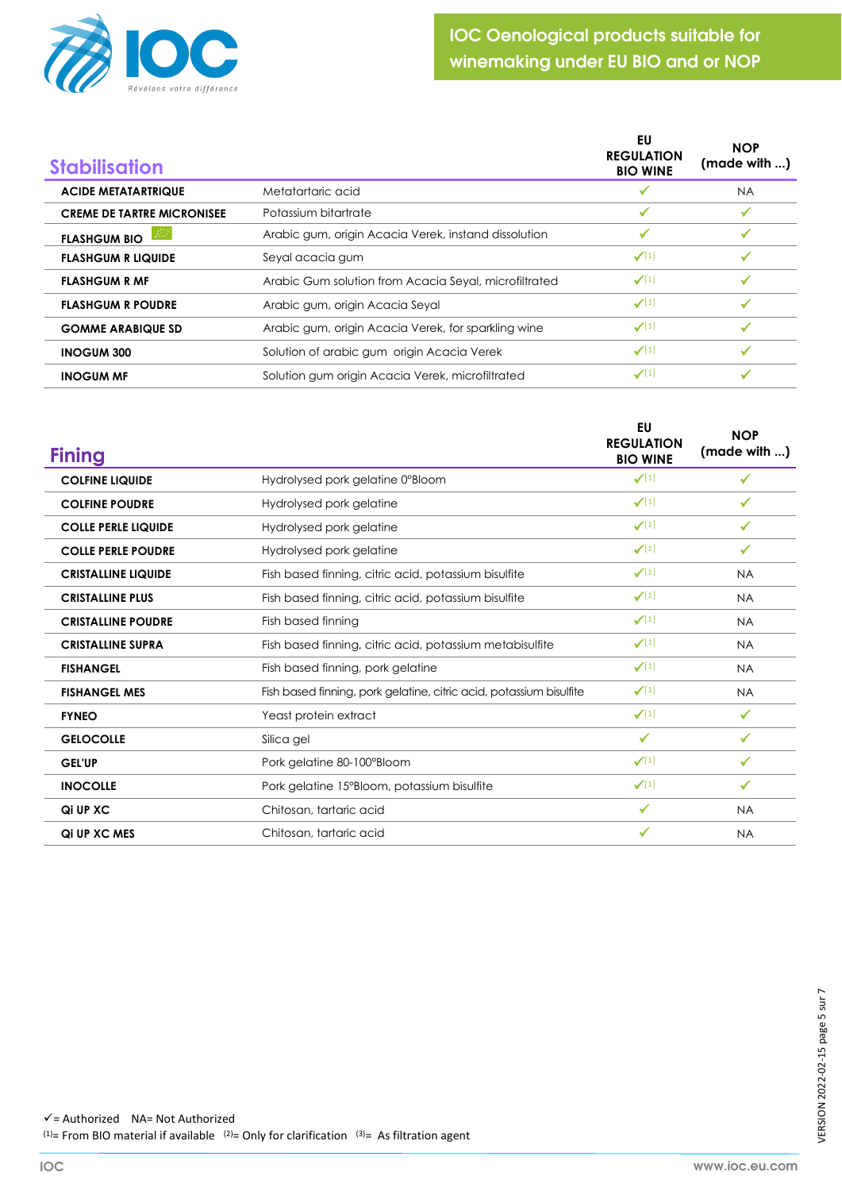# IOC Oenological products suitable for winemaking under EU BIO and or NOP

## Stabilisation

| Stabilisation | | EU REGULATION BIO WINE | NOP (made with ...) |
|---|---|---|---|
| **ACIDE METATARTRIQUE** | Metatartaric acid | ✓ | NA |
| **CREME DE TARTRE MICRONISEE** | Potassium bitartrate | ✓ | ✓ |
| **FLASHGUM BIO** | Arabic gum, origin Acacia Verek, instand dissolution | ✓ | ✓ |
| **FLASHGUM R LIQUIDE** | Seyal acacia gum | ✓[1] | ✓ |
| **FLASHGUM R MF** | Arabic Gum solution from Acacia Seyal, microfiltrated | ✓[1] | ✓ |
| **FLASHGUM R POUDRE** | Arabic gum, origin Acacia Seyal | ✓[1] | ✓ |
| **GOMME ARABIQUE SD** | Arabic gum, origin Acacia Verek, for sparkling wine | ✓[1] | ✓ |
| **INOGUM 300** | Solution of arabic gum origin Acacia Verek | ✓[1] | ✓ |
| **INOGUM MF** | Solution gum origin Acacia Verek, microfiltrated | ✓[1] | ✓ |

## Fining

| Fining | | EU REGULATION BIO WINE | NOP (made with ...) |
|---|---|---|---|
| **COLFINE LIQUIDE** | Hydrolysed pork gelatine 0°Bloom | ✓[1] | ✓ |
| **COLFINE POUDRE** | Hydrolysed pork gelatine | ✓[1] | ✓ |
| **COLLE PERLE LIQUIDE** | Hydrolysed pork gelatine | ✓[1] | ✓ |
| **COLLE PERLE POUDRE** | Hydrolysed pork gelatine | ✓[1] | ✓ |
| **CRISTALLINE LIQUIDE** | Fish based finning, citric acid, potassium bisulfite | ✓[1] | NA |
| **CRISTALLINE PLUS** | Fish based finning, citric acid, potassium bisulfite | ✓[1] | NA |
| **CRISTALLINE POUDRE** | Fish based finning | ✓[1] | NA |
| **CRISTALLINE SUPRA** | Fish based finning, citric acid, potassium metabisulfite | ✓[1] | NA |
| **FISHANGEL** | Fish based finning, pork gelatine | ✓[1] | NA |
| **FISHANGEL MES** | Fish based finning, pork gelatine, citric acid, potassium bisulfite | ✓[1] | NA |
| **FYNEO** | Yeast protein extract | ✓[1] | ✓ |
| **GELOCOLLE** | Silica gel | ✓ | ✓ |
| **GEL'UP** | Pork gelatine 80-100°Bloom | ✓[1] | ✓ |
| **INOCOLLE** | Pork gelatine 15°Bloom, potassium bisulfite | ✓[1] | ✓ |
| **Qi UP XC** | Chitosan, tartaric acid | ✓ | NA |
| **Qi UP XC MES** | Chitosan, tartaric acid | ✓ | NA |

✓= Authorized NA= Not Authorized
(1)= From BIO material if available (2)= Only for clarification (3)= As filtration agent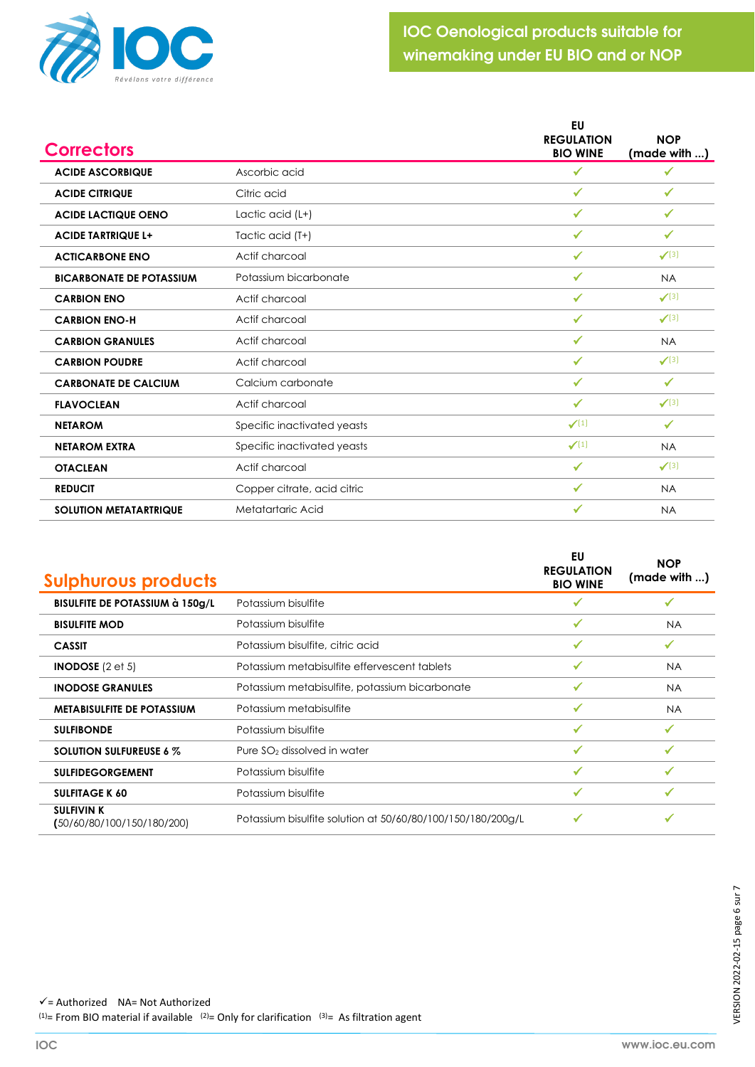# IOC Oenological products suitable for winemaking under EU BIO and or NOP

## Correctors

| Correctors | | EU REGULATION BIO WINE | NOP (made with ...) |
|---|---|---|---|
| **ACIDE ASCORBIQUE** | Ascorbic acid | ✓ | ✓ |
| **ACIDE CITRIQUE** | Citric acid | ✓ | ✓ |
| **ACIDE LACTIQUE OENO** | Lactic acid (L+) | ✓ | ✓ |
| **ACIDE TARTRIQUE L+** | Tactic acid (T+) | ✓ | ✓ |
| **ACTICARBONE ENO** | Actif charcoal | ✓ | ✓[3] |
| **BICARBONATE DE POTASSIUM** | Potassium bicarbonate | ✓ | NA |
| **CARBION ENO** | Actif charcoal | ✓ | ✓[3] |
| **CARBION ENO-H** | Actif charcoal | ✓ | ✓[3] |
| **CARBION GRANULES** | Actif charcoal | ✓ | NA |
| **CARBION POUDRE** | Actif charcoal | ✓ | ✓[3] |
| **CARBONATE DE CALCIUM** | Calcium carbonate | ✓ | ✓ |
| **FLAVOCLEAN** | Actif charcoal | ✓ | ✓[3] |
| **NETAROM** | Specific inactivated yeasts | ✓[1] | ✓ |
| **NETAROM EXTRA** | Specific inactivated yeasts | ✓[1] | NA |
| **OTACLEAN** | Actif charcoal | ✓ | ✓[3] |
| **REDUCIT** | Copper citrate, acid citric | ✓ | NA |
| **SOLUTION METATARTRIQUE** | Metatartaric Acid | ✓ | NA |

## Sulphurous products

| Sulphurous products | | EU REGULATION BIO WINE | NOP (made with ...) |
|---|---|---|---|
| **BISULFITE DE POTASSIUM à 150g/L** | Potassium bisulfite | ✓ | ✓ |
| **BISULFITE MOD** | Potassium bisulfite | ✓ | NA |
| **CASSIT** | Potassium bisulfite, citric acid | ✓ | ✓ |
| **INODOSE** (2 et 5) | Potassium metabisulfite effervescent tablets | ✓ | NA |
| **INODOSE GRANULES** | Potassium metabisulfite, potassium bicarbonate | ✓ | NA |
| **METABISULFITE DE POTASSIUM** | Potassium metabisulfite | ✓ | NA |
| **SULFIBONDE** | Potassium bisulfite | ✓ | ✓ |
| **SOLUTION SULFUREUSE 6 %** | Pure $SO_2$ dissolved in water | ✓ | ✓ |
| **SULFIDEGORGEMENT** | Potassium bisulfite | ✓ | ✓ |
| **SULFITAGE K 60** | Potassium bisulfite | ✓ | ✓ |
| **SULFIVIN K** (50/60/80/100/150/180/200) | Potassium bisulfite solution at 50/60/80/100/150/180/200g/L | ✓ | ✓ |

✓= Authorized NA= Not Authorized
[1]= From BIO material if available [2]= Only for clarification [3]= As filtration agent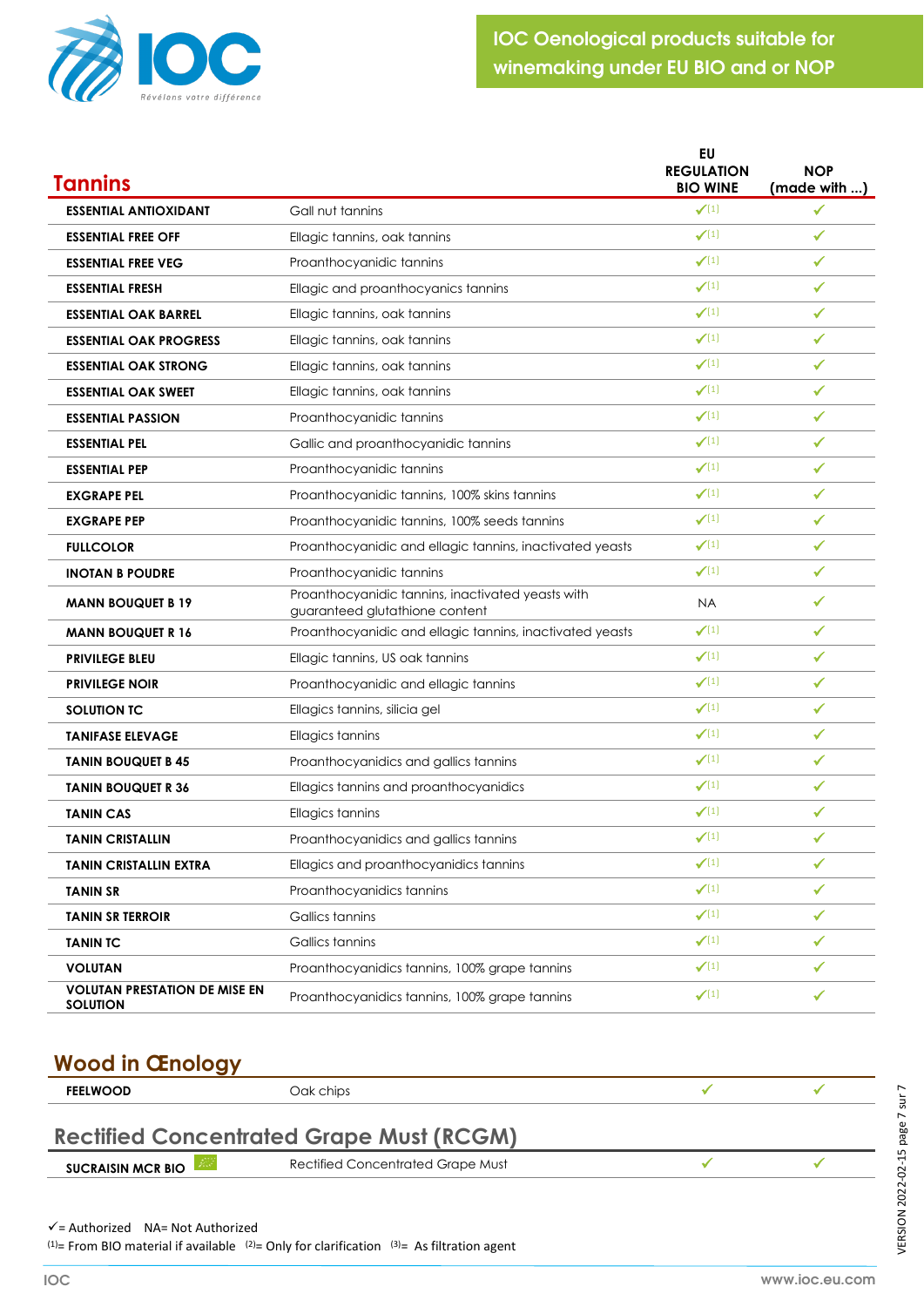# IOC Oenological products suitable for winemaking under EU BIO and or NOP

## Tannins

| | | EU REGULATION BIO WINE | NOP (made with ...) |
|---|---|---|---|
| **ESSENTIAL ANTIOXIDANT** | Gall nut tannins | ✓[1] | ✓ |
| **ESSENTIAL FREE OFF** | Ellagic tannins, oak tannins | ✓[1] | ✓ |
| **ESSENTIAL FREE VEG** | Proanthocyanidic tannins | ✓[1] | ✓ |
| **ESSENTIAL FRESH** | Ellagic and proanthocyanics tannins | ✓[1] | ✓ |
| **ESSENTIAL OAK BARREL** | Ellagic tannins, oak tannins | ✓[1] | ✓ |
| **ESSENTIAL OAK PROGRESS** | Ellagic tannins, oak tannins | ✓[1] | ✓ |
| **ESSENTIAL OAK STRONG** | Ellagic tannins, oak tannins | ✓[1] | ✓ |
| **ESSENTIAL OAK SWEET** | Ellagic tannins, oak tannins | ✓[1] | ✓ |
| **ESSENTIAL PASSION** | Proanthocyanidic tannins | ✓[1] | ✓ |
| **ESSENTIAL PEL** | Gallic and proanthocyanidic tannins | ✓[1] | ✓ |
| **ESSENTIAL PEP** | Proanthocyanidic tannins | ✓[1] | ✓ |
| **EXGRAPE PEL** | Proanthocyanidic tannins, 100% skins tannins | ✓[1] | ✓ |
| **EXGRAPE PEP** | Proanthocyanidic tannins, 100% seeds tannins | ✓[1] | ✓ |
| **FULLCOLOR** | Proanthocyanidic and ellagic tannins, inactivated yeasts | ✓[1] | ✓ |
| **INOTAN B POUDRE** | Proanthocyanidic tannins | ✓[1] | ✓ |
| **MANN BOUQUET B 19** | Proanthocyanidic tannins, inactivated yeasts with guaranteed glutathione content | NA | ✓ |
| **MANN BOUQUET R 16** | Proanthocyanidic and ellagic tannins, inactivated yeasts | ✓[1] | ✓ |
| **PRIVILEGE BLEU** | Ellagic tannins, US oak tannins | ✓[1] | ✓ |
| **PRIVILEGE NOIR** | Proanthocyanidic and ellagic tannins | ✓[1] | ✓ |
| **SOLUTION TC** | Ellagics tannins, silicia gel | ✓[1] | ✓ |
| **TANIFASE ELEVAGE** | Ellagics tannins | ✓[1] | ✓ |
| **TANIN BOUQUET B 45** | Proanthocyanidics and gallics tannins | ✓[1] | ✓ |
| **TANIN BOUQUET R 36** | Ellagics tannins and proanthocyanidics | ✓[1] | ✓ |
| **TANIN CAS** | Ellagics tannins | ✓[1] | ✓ |
| **TANIN CRISTALLIN** | Proanthocyanidics and gallics tannins | ✓[1] | ✓ |
| **TANIN CRISTALLIN EXTRA** | Ellagics and proanthocyanidics tannins | ✓[1] | ✓ |
| **TANIN SR** | Proanthocyanidics tannins | ✓[1] | ✓ |
| **TANIN SR TERROIR** | Gallics tannins | ✓[1] | ✓ |
| **TANIN TC** | Gallics tannins | ✓[1] | ✓ |
| **VOLUTAN** | Proanthocyanidics tannins, 100% grape tannins | ✓[1] | ✓ |
| **VOLUTAN PRESTATION DE MISE EN SOLUTION** | Proanthocyanidics tannins, 100% grape tannins | ✓[1] | ✓ |

## Wood in Œnology

| | | | |
|---|---|---|---|
| **FEELWOOD** | Oak chips | ✓ | ✓ |

## Rectified Concentrated Grape Must (RCGM)

| | | | |
|---|---|---|---|
| **SUCRAISIN MCR BIO** | Rectified Concentrated Grape Must | ✓ | ✓ |

✓= Authorized NA= Not Authorized

(1)= From BIO material if available (2)= Only for clarification (3)= As filtration agent

VERSION 2022-02-15